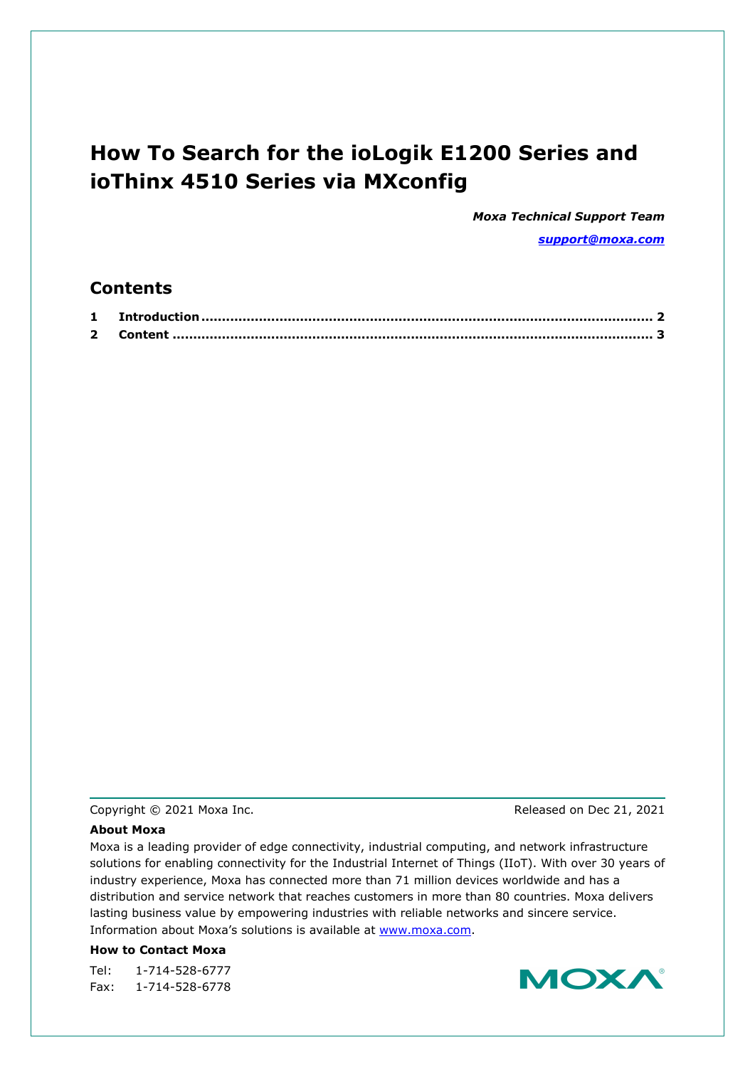# How To Search for the ioLogik E1200 Series and ioThinx 4510 Series via MXconfig

***Moxa Technical Support Team***

***support@moxa.com***

## Contents

**1 Introduction .................................................................................................... 2**
**2 Content ........................................................................................................... 3**

Copyright © 2021 Moxa Inc.

Released on Dec 21, 2021

**About Moxa**

Moxa is a leading provider of edge connectivity, industrial computing, and network infrastructure solutions for enabling connectivity for the Industrial Internet of Things (IIoT). With over 30 years of industry experience, Moxa has connected more than 71 million devices worldwide and has a distribution and service network that reaches customers in more than 80 countries. Moxa delivers lasting business value by empowering industries with reliable networks and sincere service. Information about Moxa's solutions is available at www.moxa.com.

**How to Contact Moxa**

Tel: 1-714-528-6777
Fax: 1-714-528-6778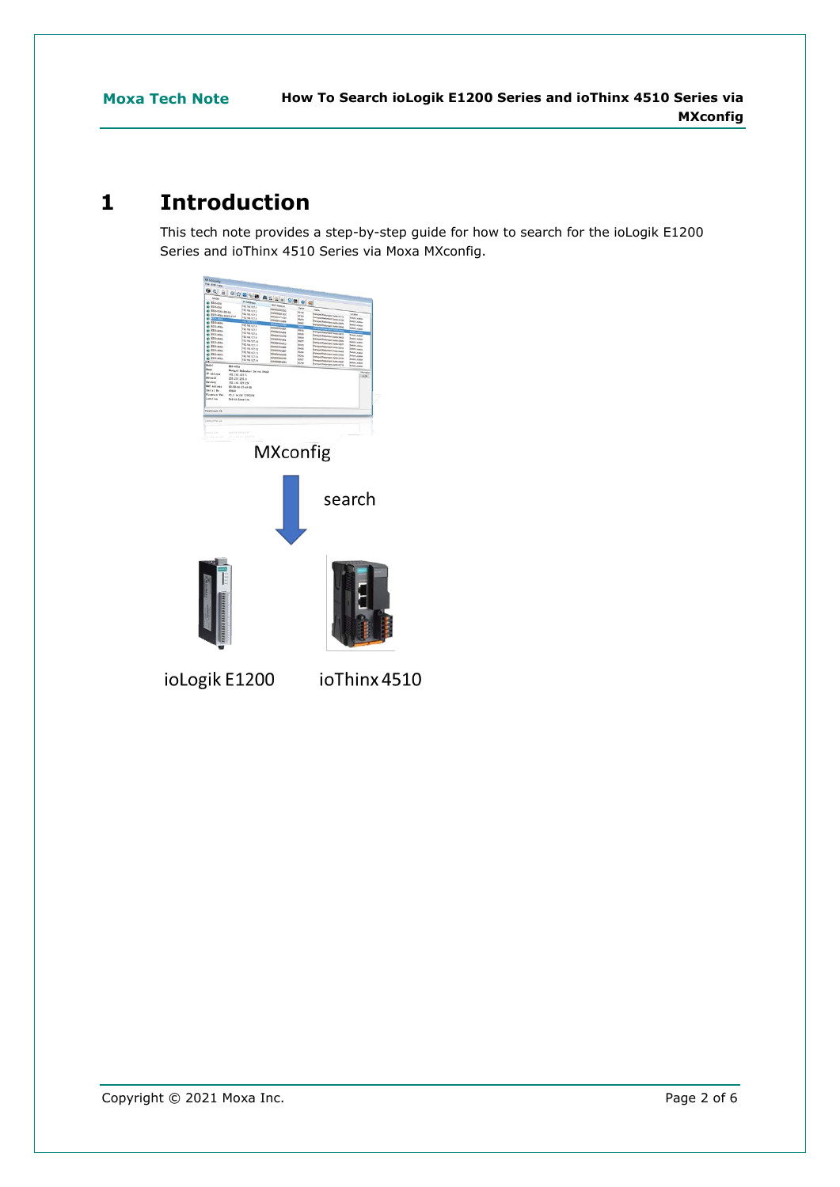# 1 Introduction

This tech note provides a step-by-step guide for how to search for the ioLogik E1200 Series and ioThinx 4510 Series via Moxa MXconfig.

MXconfig

search

ioLogik E1200 ioThinx 4510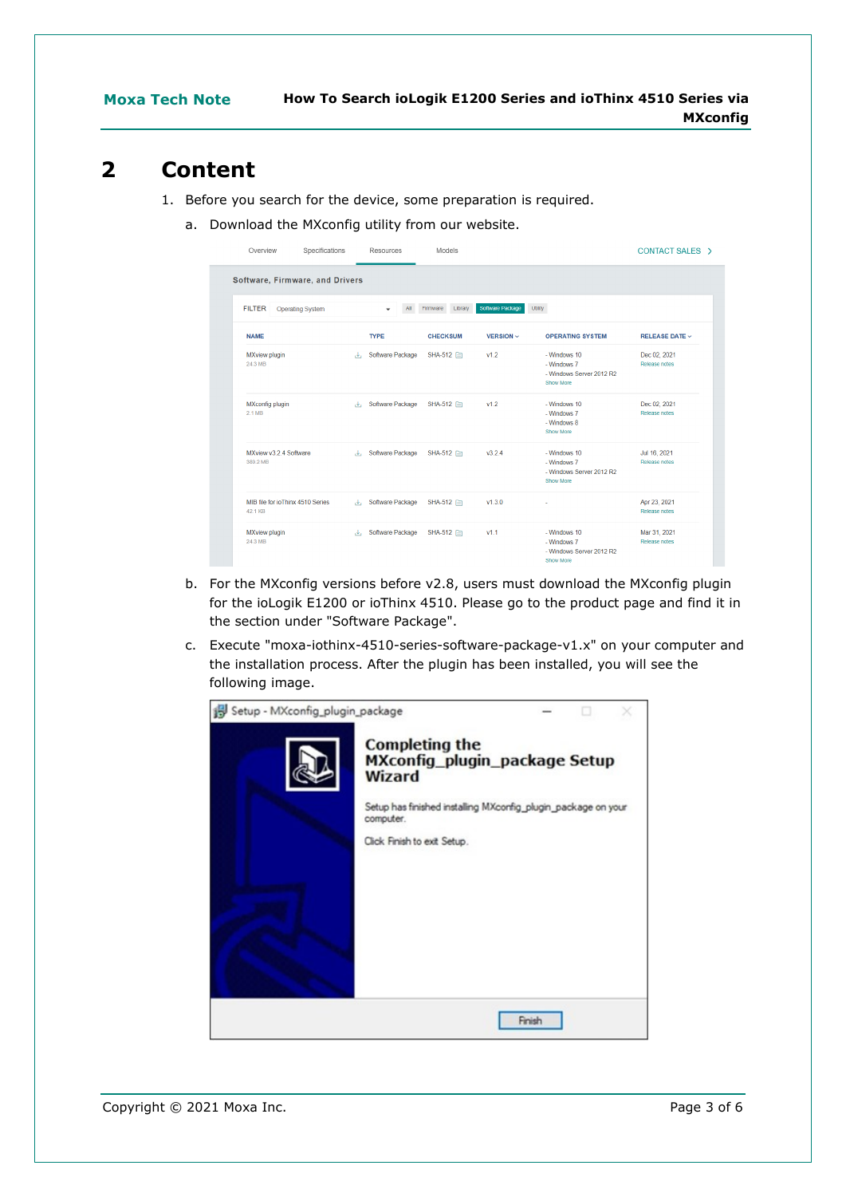# 2 Content

1. Before you search for the device, some preparation is required.
   a. Download the MXconfig utility from our website.

   b. For the MXconfig versions before v2.8, users must download the MXconfig plugin for the ioLogik E1200 or ioThinx 4510. Please go to the product page and find it in the section under "Software Package".
   c. Execute "moxa-iothinx-4510-series-software-package-v1.x" on your computer and the installation process. After the plugin has been installed, you will see the following image.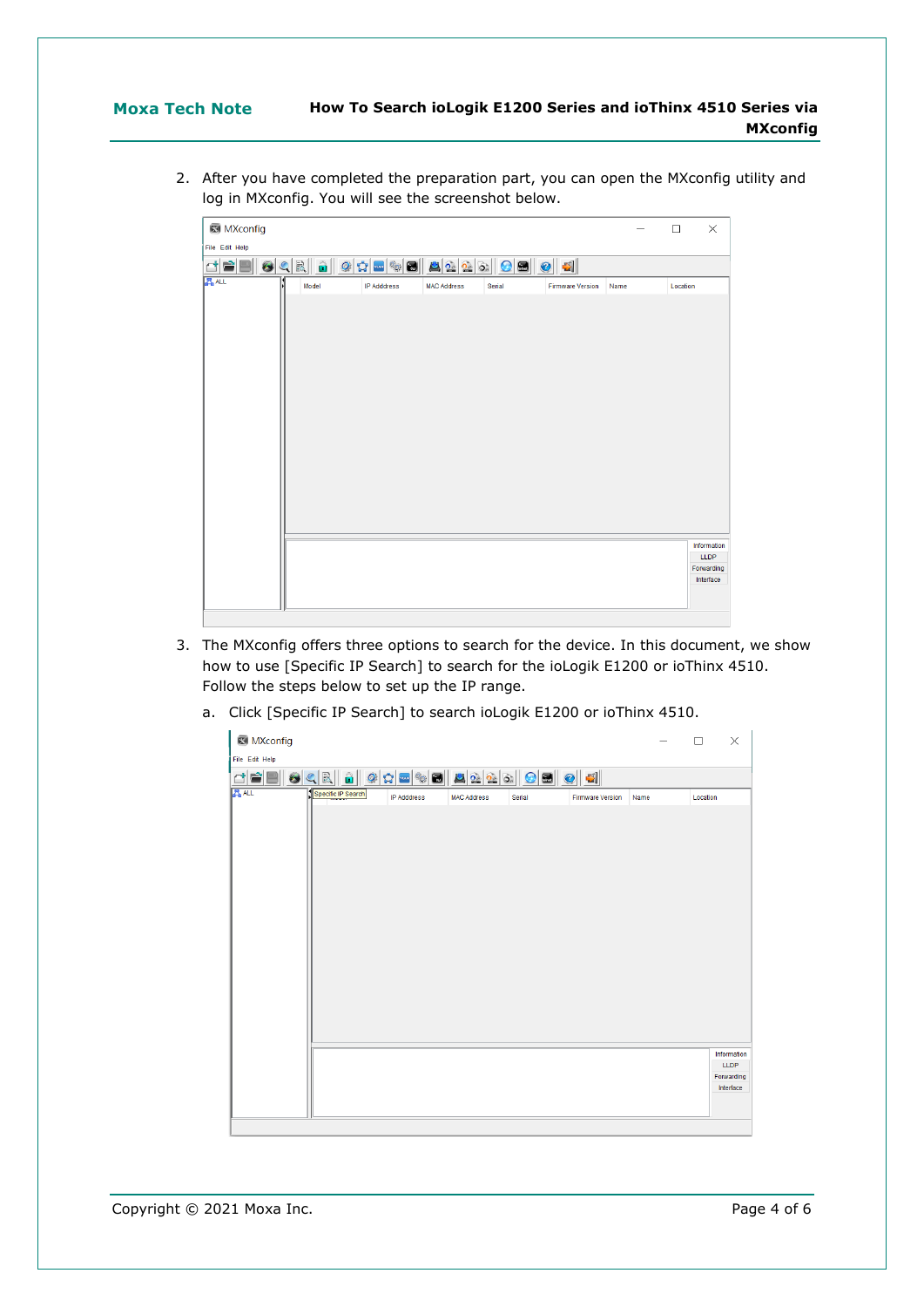2. After you have completed the preparation part, you can open the MXconfig utility and log in MXconfig. You will see the screenshot below.

3. The MXconfig offers three options to search for the device. In this document, we show how to use [Specific IP Search] to search for the ioLogik E1200 or ioThinx 4510. Follow the steps below to set up the IP range.

   a. Click [Specific IP Search] to search ioLogik E1200 or ioThinx 4510.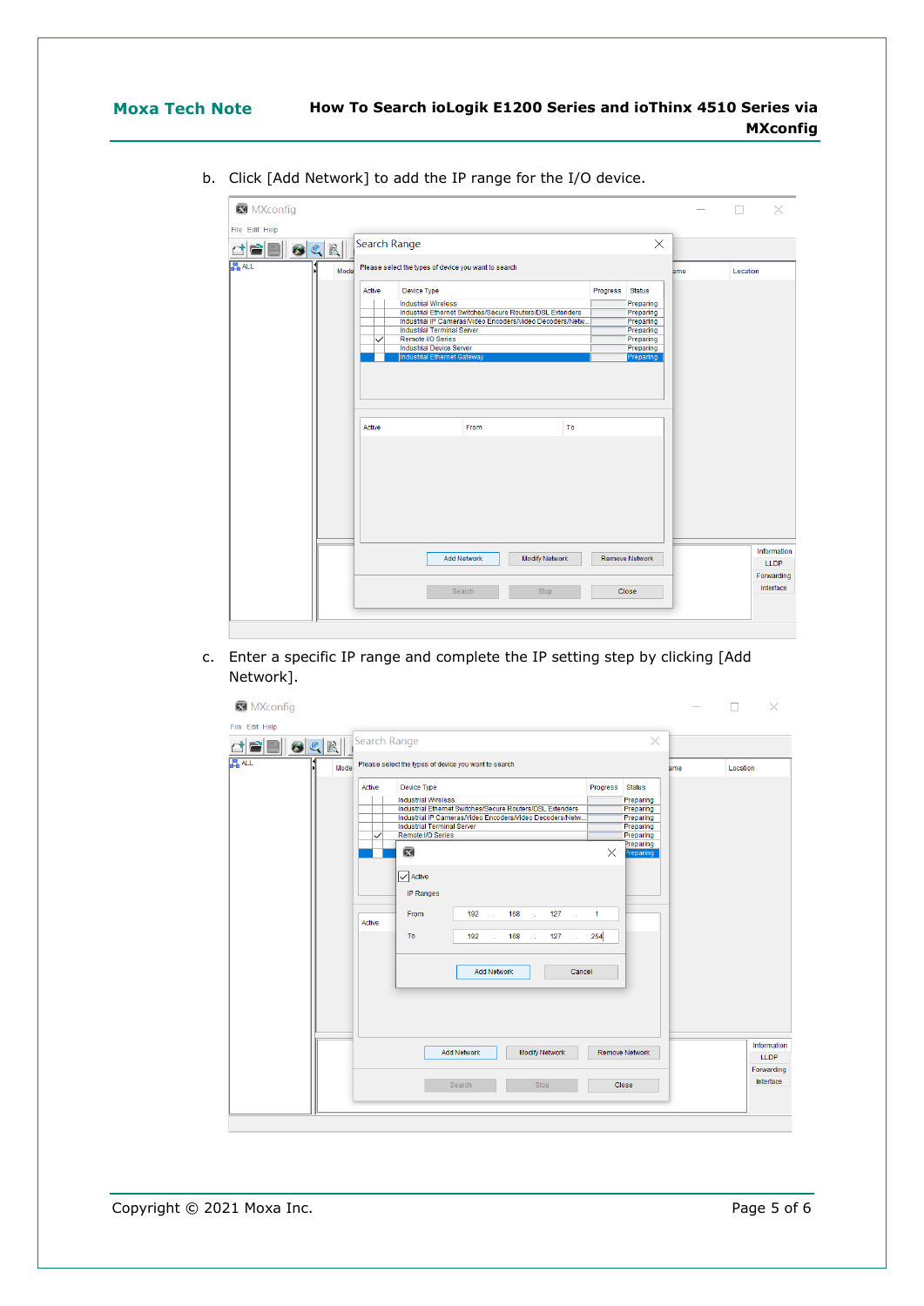b. Click [Add Network] to add the IP range for the I/O device.

c. Enter a specific IP range and complete the IP setting step by clicking [Add Network].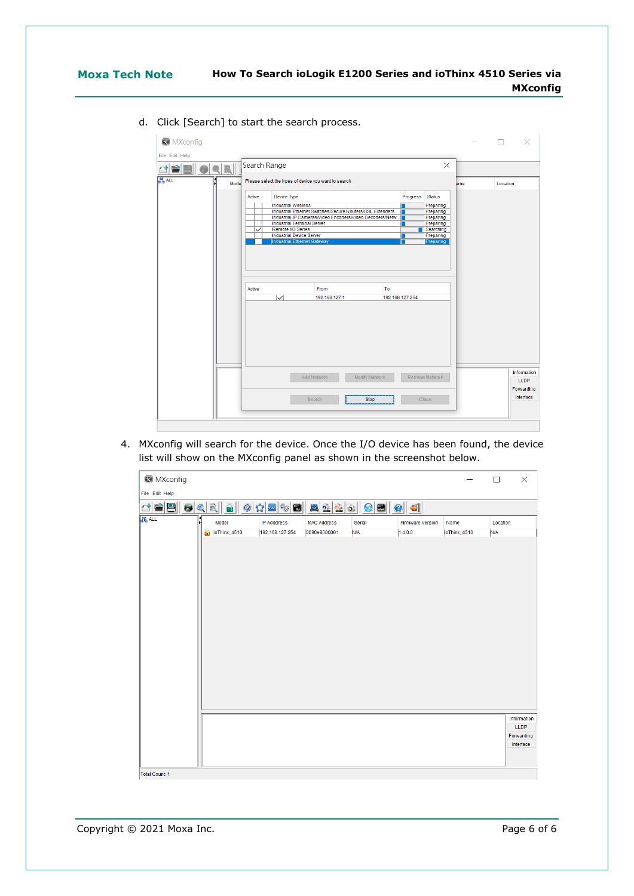d. Click [Search] to start the search process.

4. MXconfig will search for the device. Once the I/O device has been found, the device list will show on the MXconfig panel as shown in the screenshot below.